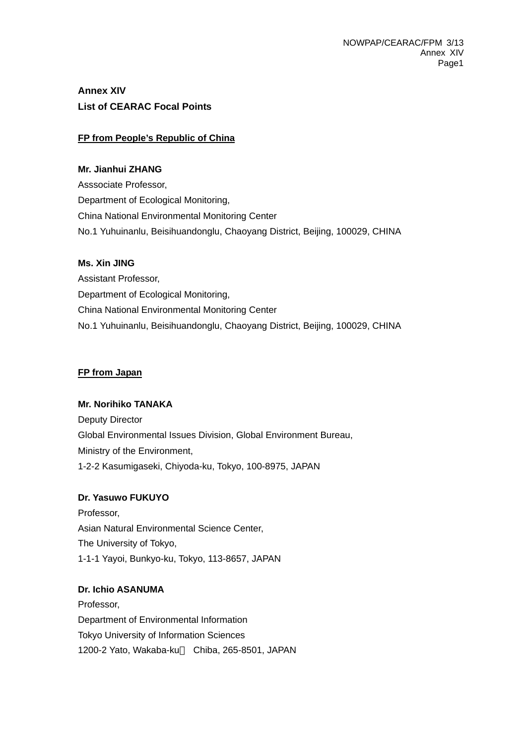**Annex XIV**

**List of CEARAC Focal Points**

**FP from People's Republic of China**

**Mr. Jianhui ZHANG**
Asssociate Professor,
Department of Ecological Monitoring,
China National Environmental Monitoring Center
No.1 Yuhuinanlu, Beisihuandonglu, Chaoyang District, Beijing, 100029, CHINA

**Ms. Xin JING**
Assistant Professor,
Department of Ecological Monitoring,
China National Environmental Monitoring Center
No.1 Yuhuinanlu, Beisihuandonglu, Chaoyang District, Beijing, 100029, CHINA

**FP from Japan**

**Mr. Norihiko TANAKA**
Deputy Director
Global Environmental Issues Division, Global Environment Bureau,
Ministry of the Environment,
1-2-2 Kasumigaseki, Chiyoda-ku, Tokyo, 100-8975, JAPAN

**Dr. Yasuwo FUKUYO**
Professor,
Asian Natural Environmental Science Center,
The University of Tokyo,
1-1-1 Yayoi, Bunkyo-ku, Tokyo, 113-8657, JAPAN

**Dr. Ichio ASANUMA**
Professor,
Department of Environmental Information
Tokyo University of Information Sciences
1200-2 Yato, Wakaba-ku， Chiba, 265-8501, JAPAN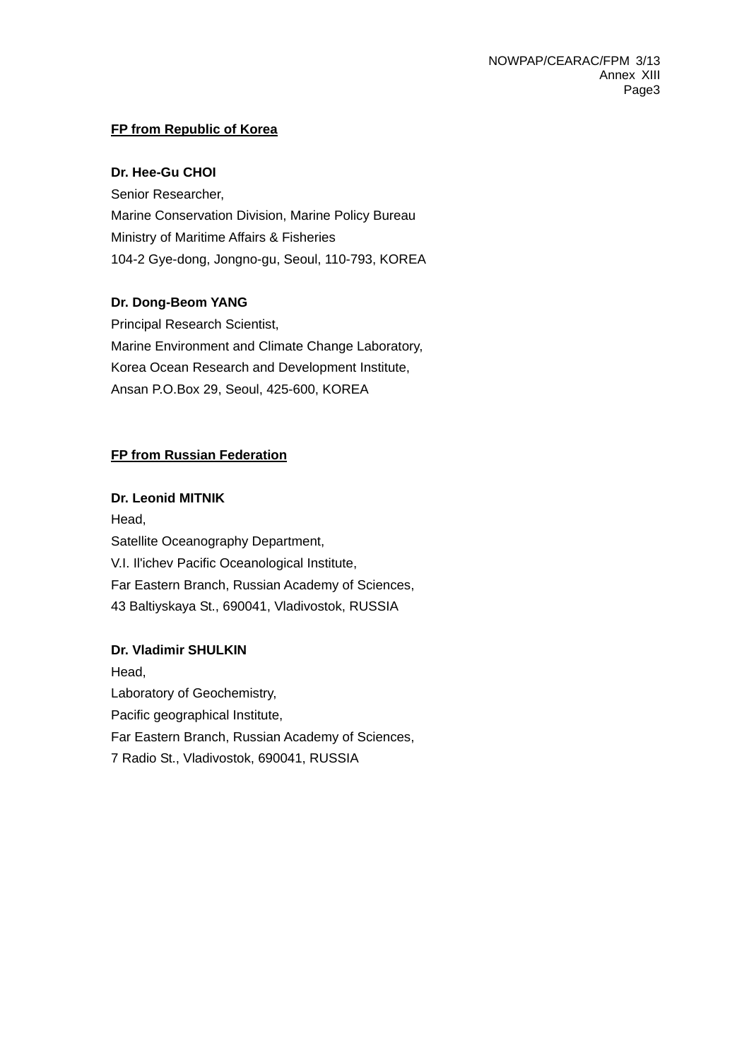**FP from Republic of Korea**

**Dr. Hee-Gu CHOI**  
Senior Researcher,  
Marine Conservation Division, Marine Policy Bureau  
Ministry of Maritime Affairs & Fisheries  
104-2 Gye-dong, Jongno-gu, Seoul, 110-793, KOREA

**Dr. Dong-Beom YANG**  
Principal Research Scientist,  
Marine Environment and Climate Change Laboratory,  
Korea Ocean Research and Development Institute,  
Ansan P.O.Box 29, Seoul, 425-600, KOREA

**FP from Russian Federation**

**Dr. Leonid MITNIK**  
Head,  
Satellite Oceanography Department,  
V.I. Il'ichev Pacific Oceanological Institute,  
Far Eastern Branch, Russian Academy of Sciences,  
43 Baltiyskaya St., 690041, Vladivostok, RUSSIA

**Dr. Vladimir SHULKIN**  
Head,  
Laboratory of Geochemistry,  
Pacific geographical Institute,  
Far Eastern Branch, Russian Academy of Sciences,  
7 Radio St., Vladivostok, 690041, RUSSIA